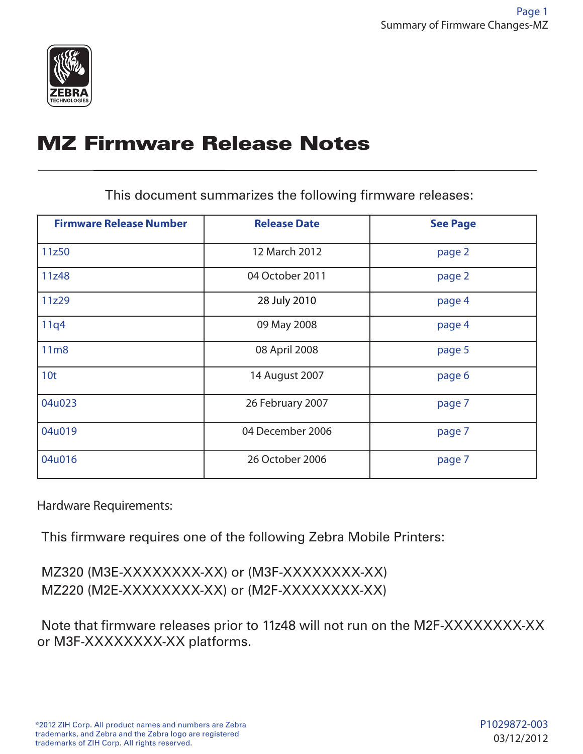# MZ Firmware Release Notes

This document summarizes the following firmware releases:

| Firmware Release Number | Release Date | See Page |
| --- | --- | --- |
| 11z50 | 12 March 2012 | page 2 |
| 11z48 | 04 October 2011 | page 2 |
| 11z29 | 28 July 2010 | page 4 |
| 11q4 | 09 May 2008 | page 4 |
| 11m8 | 08 April 2008 | page 5 |
| 10t | 14 August 2007 | page 6 |
| 04u023 | 26 February 2007 | page 7 |
| 04u019 | 04 December 2006 | page 7 |
| 04u016 | 26 October 2006 | page 7 |

Hardware Requirements:

This firmware requires one of the following Zebra Mobile Printers:

MZ320 (M3E-XXXXXXXX-XX) or (M3F-XXXXXXXX-XX)
MZ220 (M2E-XXXXXXXX-XX) or (M2F-XXXXXXXX-XX)

Note that firmware releases prior to 11z48 will not run on the M2F-XXXXXXXX-XX or M3F-XXXXXXXX-XX platforms.

©2012 ZIH Corp. All product names and numbers are Zebra trademarks, and Zebra and the Zebra logo are registered trademarks of ZIH Corp. All rights reserved.

P1029872-003
03/12/2012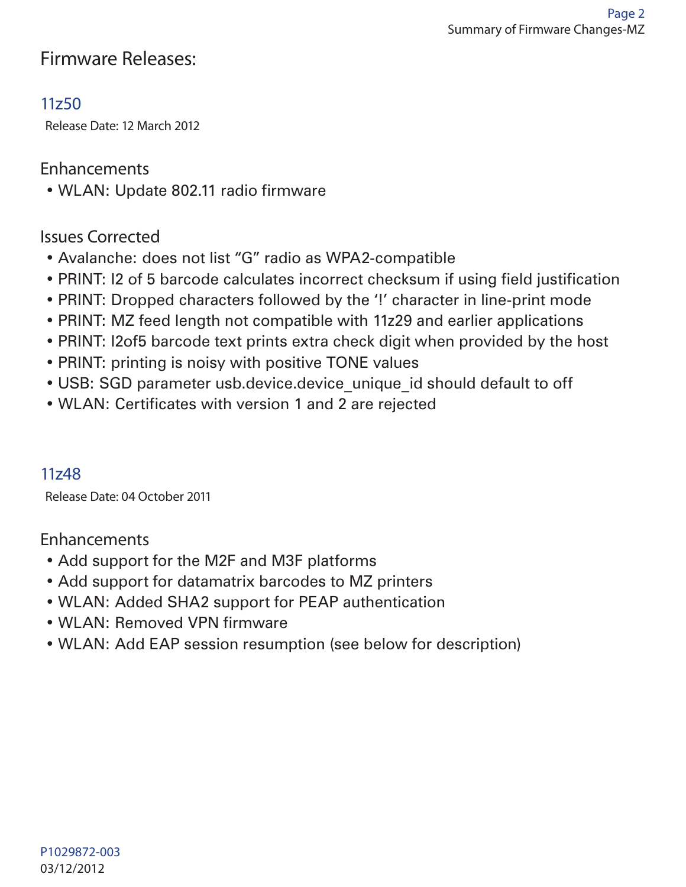# Firmware Releases:

## 11z50

Release Date: 12 March 2012

### Enhancements

- WLAN: Update 802.11 radio firmware

### Issues Corrected

- Avalanche: does not list “G” radio as WPA2-compatible
- PRINT: I2 of 5 barcode calculates incorrect checksum if using field justification
- PRINT: Dropped characters followed by the ‘!’ character in line-print mode
- PRINT: MZ feed length not compatible with 11z29 and earlier applications
- PRINT: I2of5 barcode text prints extra check digit when provided by the host
- PRINT: printing is noisy with positive TONE values
- USB: SGD parameter usb.device.device_unique_id should default to off
- WLAN: Certificates with version 1 and 2 are rejected

## 11z48

Release Date: 04 October 2011

### Enhancements

- Add support for the M2F and M3F platforms
- Add support for datamatrix barcodes to MZ printers
- WLAN: Added SHA2 support for PEAP authentication
- WLAN: Removed VPN firmware
- WLAN: Add EAP session resumption (see below for description)

P1029872-003
03/12/2012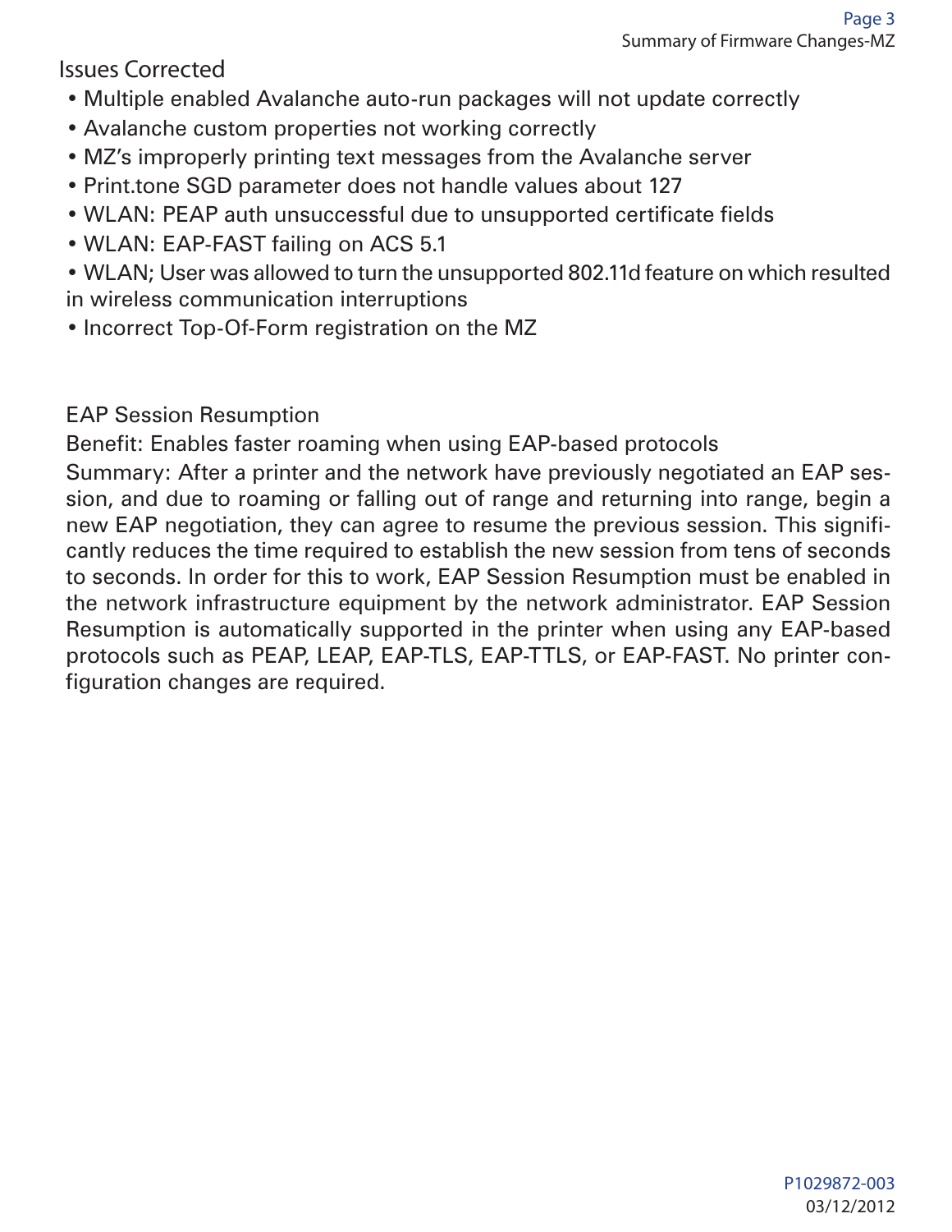## Issues Corrected

- Multiple enabled Avalanche auto-run packages will not update correctly
- Avalanche custom properties not working correctly
- MZ's improperly printing text messages from the Avalanche server
- Print.tone SGD parameter does not handle values about 127
- WLAN: PEAP auth unsuccessful due to unsupported certificate fields
- WLAN: EAP-FAST failing on ACS 5.1
- WLAN; User was allowed to turn the unsupported 802.11d feature on which resulted in wireless communication interruptions
- Incorrect Top-Of-Form registration on the MZ

### EAP Session Resumption

Benefit: Enables faster roaming when using EAP-based protocols

Summary: After a printer and the network have previously negotiated an EAP session, and due to roaming or falling out of range and returning into range, begin a new EAP negotiation, they can agree to resume the previous session. This significantly reduces the time required to establish the new session from tens of seconds to seconds. In order for this to work, EAP Session Resumption must be enabled in the network infrastructure equipment by the network administrator. EAP Session Resumption is automatically supported in the printer when using any EAP-based protocols such as PEAP, LEAP, EAP-TLS, EAP-TTLS, or EAP-FAST. No printer configuration changes are required.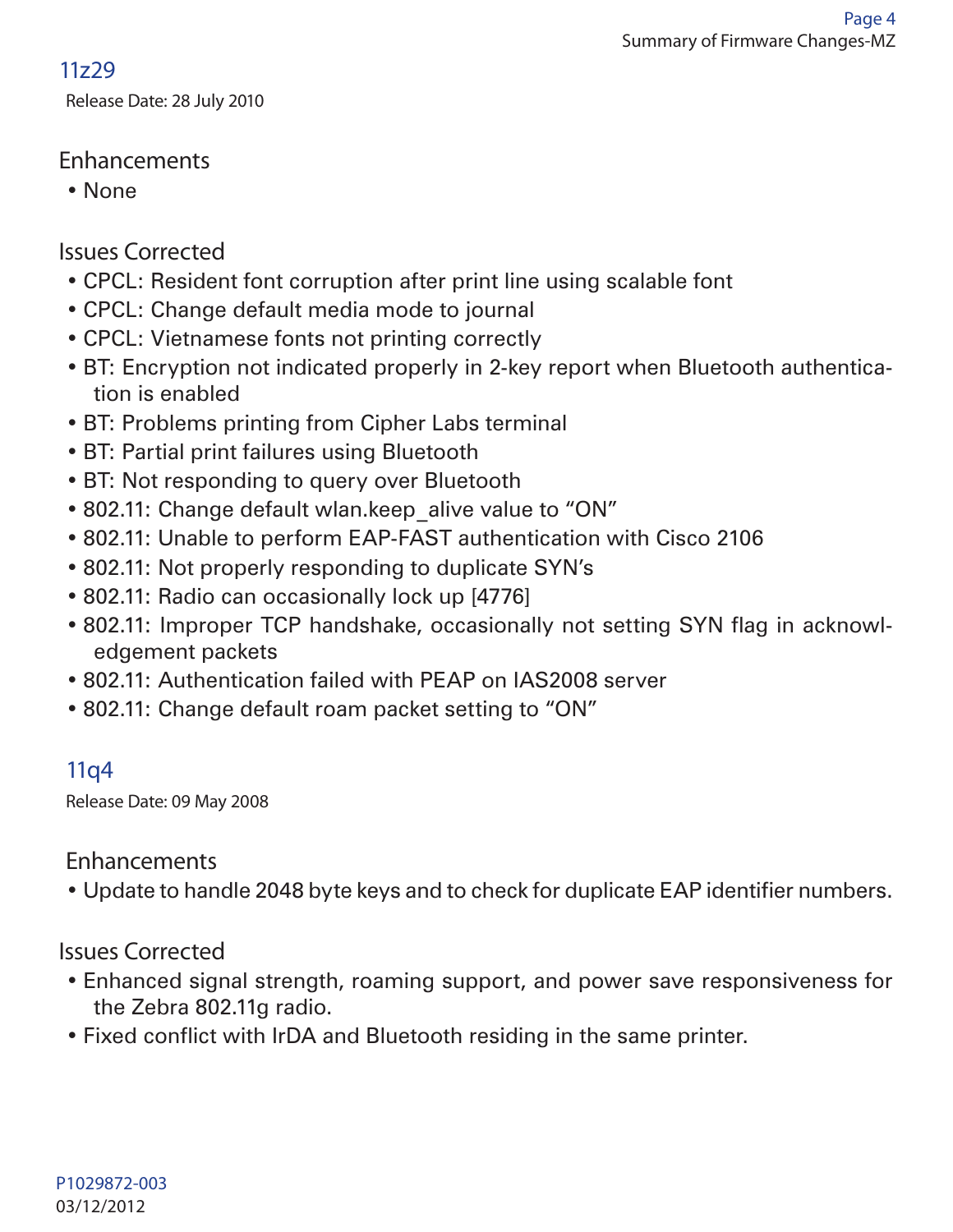## 11z29

Release Date: 28 July 2010

### Enhancements

- None

### Issues Corrected

- CPCL: Resident font corruption after print line using scalable font
- CPCL: Change default media mode to journal
- CPCL: Vietnamese fonts not printing correctly
- BT: Encryption not indicated properly in 2-key report when Bluetooth authentication is enabled
- BT: Problems printing from Cipher Labs terminal
- BT: Partial print failures using Bluetooth
- BT: Not responding to query over Bluetooth
- 802.11: Change default wlan.keep_alive value to "ON"
- 802.11: Unable to perform EAP-FAST authentication with Cisco 2106
- 802.11: Not properly responding to duplicate SYN's
- 802.11: Radio can occasionally lock up [4776]
- 802.11: Improper TCP handshake, occasionally not setting SYN flag in acknowledgement packets
- 802.11: Authentication failed with PEAP on IAS2008 server
- 802.11: Change default roam packet setting to "ON"

## 11q4

Release Date: 09 May 2008

### Enhancements

- Update to handle 2048 byte keys and to check for duplicate EAP identifier numbers.

### Issues Corrected

- Enhanced signal strength, roaming support, and power save responsiveness for the Zebra 802.11g radio.
- Fixed conflict with IrDA and Bluetooth residing in the same printer.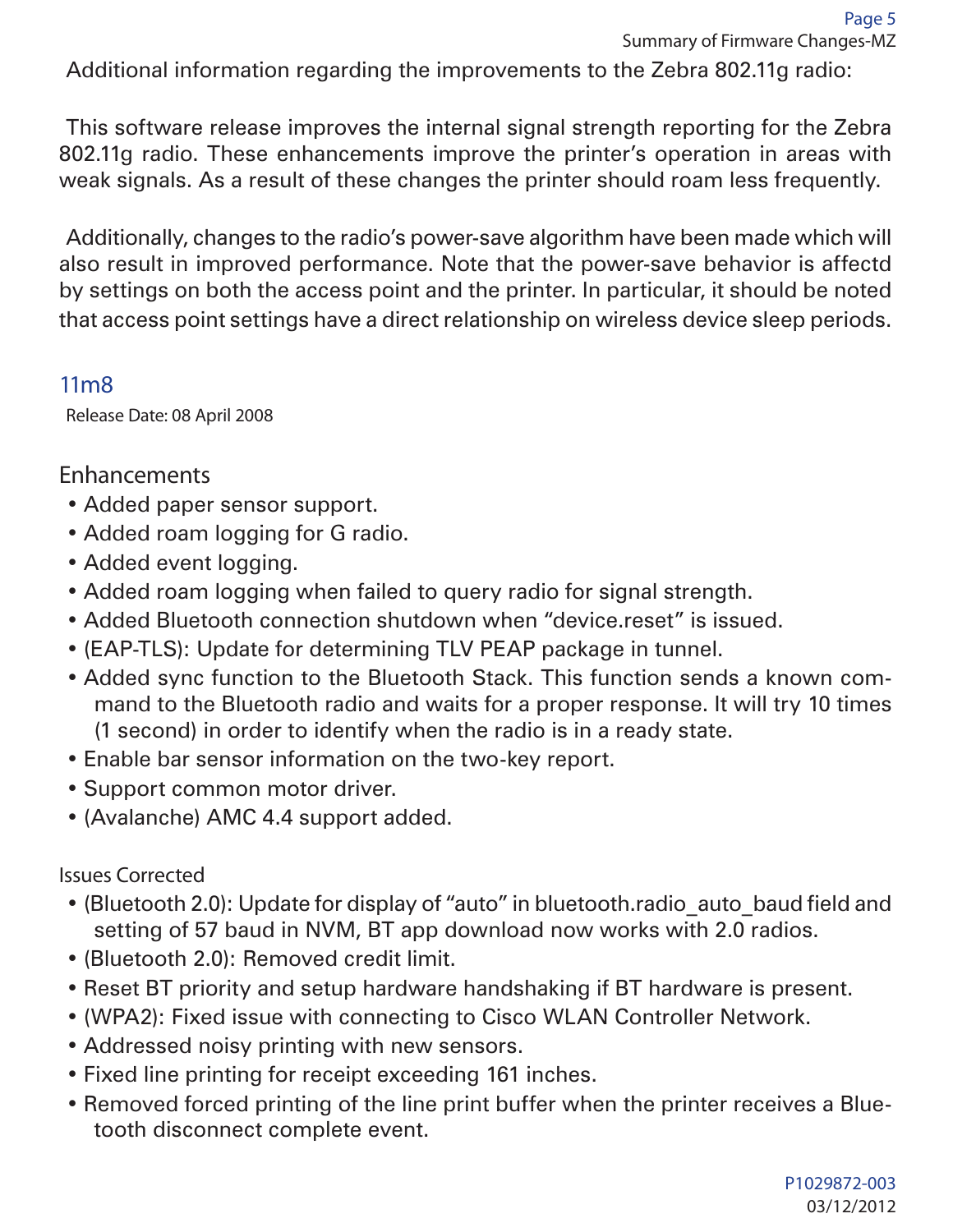Additional information regarding the improvements to the Zebra 802.11g radio:

This software release improves the internal signal strength reporting for the Zebra 802.11g radio. These enhancements improve the printer's operation in areas with weak signals. As a result of these changes the printer should roam less frequently.

Additionally, changes to the radio's power-save algorithm have been made which will also result in improved performance. Note that the power-save behavior is affectd by settings on both the access point and the printer. In particular, it should be noted that access point settings have a direct relationship on wireless device sleep periods.

## 11m8

Release Date: 08 April 2008

### Enhancements

- Added paper sensor support.
- Added roam logging for G radio.
- Added event logging.
- Added roam logging when failed to query radio for signal strength.
- Added Bluetooth connection shutdown when "device.reset" is issued.
- (EAP-TLS): Update for determining TLV PEAP package in tunnel.
- Added sync function to the Bluetooth Stack. This function sends a known command to the Bluetooth radio and waits for a proper response. It will try 10 times (1 second) in order to identify when the radio is in a ready state.
- Enable bar sensor information on the two-key report.
- Support common motor driver.
- (Avalanche) AMC 4.4 support added.

### Issues Corrected

- (Bluetooth 2.0): Update for display of "auto" in bluetooth.radio_auto_baud field and setting of 57 baud in NVM, BT app download now works with 2.0 radios.
- (Bluetooth 2.0): Removed credit limit.
- Reset BT priority and setup hardware handshaking if BT hardware is present.
- (WPA2): Fixed issue with connecting to Cisco WLAN Controller Network.
- Addressed noisy printing with new sensors.
- Fixed line printing for receipt exceeding 161 inches.
- Removed forced printing of the line print buffer when the printer receives a Bluetooth disconnect complete event.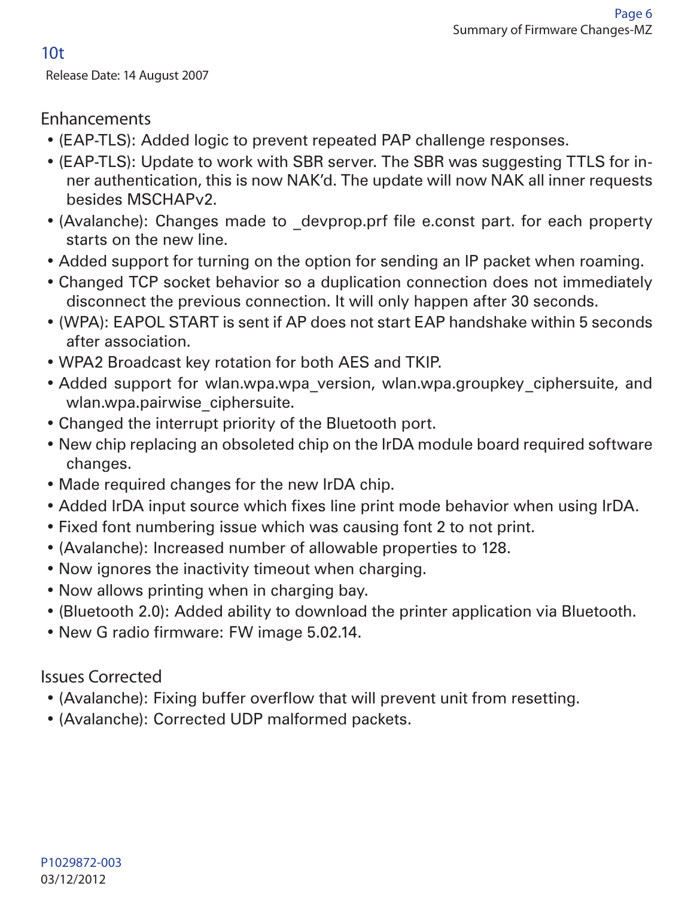## 10t

Release Date: 14 August 2007

### Enhancements

- (EAP-TLS): Added logic to prevent repeated PAP challenge responses.
- (EAP-TLS): Update to work with SBR server. The SBR was suggesting TTLS for inner authentication, this is now NAK'd. The update will now NAK all inner requests besides MSCHAPv2.
- (Avalanche): Changes made to _devprop.prf file e.const part. for each property starts on the new line.
- Added support for turning on the option for sending an IP packet when roaming.
- Changed TCP socket behavior so a duplication connection does not immediately disconnect the previous connection. It will only happen after 30 seconds.
- (WPA): EAPOL START is sent if AP does not start EAP handshake within 5 seconds after association.
- WPA2 Broadcast key rotation for both AES and TKIP.
- Added support for wlan.wpa.wpa_version, wlan.wpa.groupkey_ciphersuite, and wlan.wpa.pairwise_ciphersuite.
- Changed the interrupt priority of the Bluetooth port.
- New chip replacing an obsoleted chip on the IrDA module board required software changes.
- Made required changes for the new IrDA chip.
- Added IrDA input source which fixes line print mode behavior when using IrDA.
- Fixed font numbering issue which was causing font 2 to not print.
- (Avalanche): Increased number of allowable properties to 128.
- Now ignores the inactivity timeout when charging.
- Now allows printing when in charging bay.
- (Bluetooth 2.0): Added ability to download the printer application via Bluetooth.
- New G radio firmware: FW image 5.02.14.

### Issues Corrected

- (Avalanche): Fixing buffer overflow that will prevent unit from resetting.
- (Avalanche): Corrected UDP malformed packets.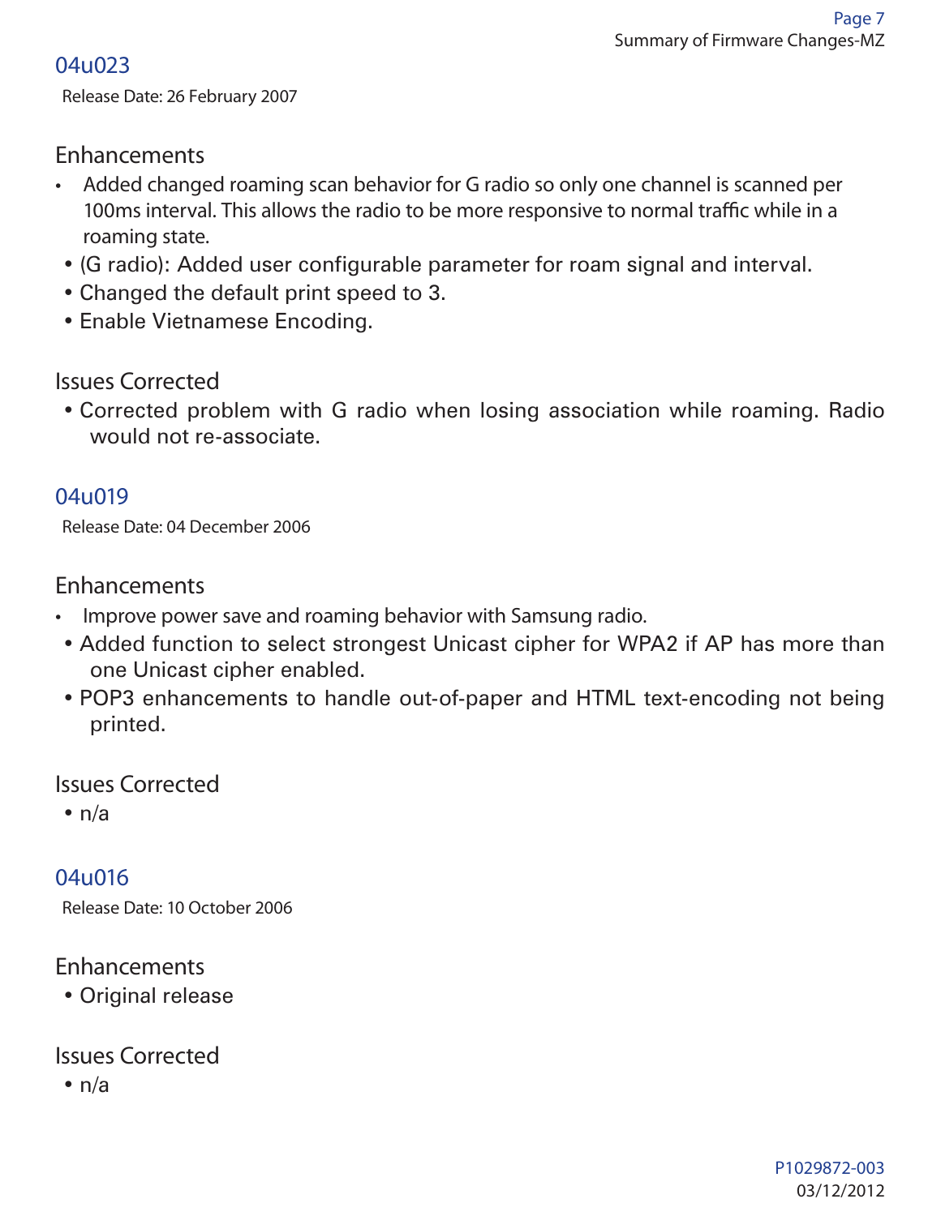## 04u023

Release Date: 26 February 2007

### Enhancements

- Added changed roaming scan behavior for G radio so only one channel is scanned per 100ms interval. This allows the radio to be more responsive to normal traffic while in a roaming state.
- (G radio): Added user configurable parameter for roam signal and interval.
- Changed the default print speed to 3.
- Enable Vietnamese Encoding.

### Issues Corrected

- Corrected problem with G radio when losing association while roaming. Radio would not re-associate.

## 04u019

Release Date: 04 December 2006

### Enhancements

- Improve power save and roaming behavior with Samsung radio.
- Added function to select strongest Unicast cipher for WPA2 if AP has more than one Unicast cipher enabled.
- POP3 enhancements to handle out-of-paper and HTML text-encoding not being printed.

### Issues Corrected

- n/a

## 04u016

Release Date: 10 October 2006

### Enhancements

- Original release

### Issues Corrected

- n/a